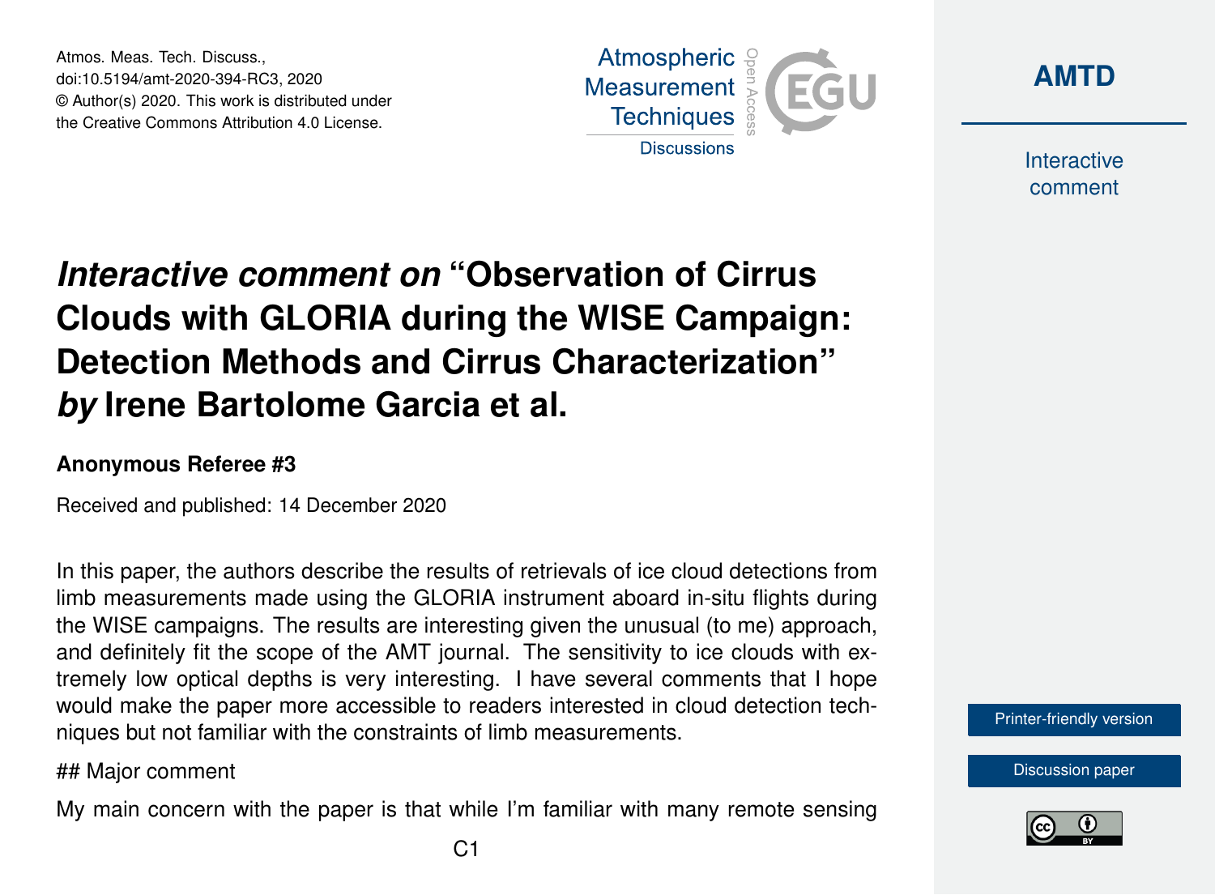# *Interactive comment on* "Observation of Cirrus Clouds with GLORIA during the WISE Campaign: Detection Methods and Cirrus Characterization" *by* Irene Bartolome Garcia et al.

**Anonymous Referee #3**

Received and published: 14 December 2020

In this paper, the authors describe the results of retrievals of ice cloud detections from limb measurements made using the GLORIA instrument aboard in-situ flights during the WISE campaigns. The results are interesting given the unusual (to me) approach, and definitely fit the scope of the AMT journal. The sensitivity to ice clouds with extremely low optical depths is very interesting. I have several comments that I hope would make the paper more accessible to readers interested in cloud detection techniques but not familiar with the constraints of limb measurements.

## Major comment

My main concern with the paper is that while I'm familiar with many remote sensing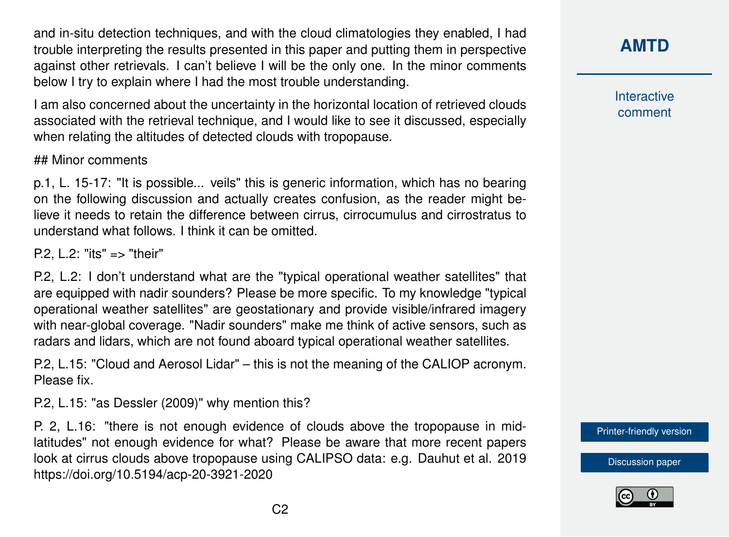and in-situ detection techniques, and with the cloud climatologies they enabled, I had trouble interpreting the results presented in this paper and putting them in perspective against other retrievals. I can't believe I will be the only one. In the minor comments below I try to explain where I had the most trouble understanding.

I am also concerned about the uncertainty in the horizontal location of retrieved clouds associated with the retrieval technique, and I would like to see it discussed, especially when relating the altitudes of detected clouds with tropopause.

## Minor comments

p.1, L. 15-17: "It is possible... veils" this is generic information, which has no bearing on the following discussion and actually creates confusion, as the reader might believe it needs to retain the difference between cirrus, cirrocumulus and cirrostratus to understand what follows. I think it can be omitted.

P.2, L.2: "its" => "their"

P.2, L.2: I don't understand what are the "typical operational weather satellites" that are equipped with nadir sounders? Please be more specific. To my knowledge "typical operational weather satellites" are geostationary and provide visible/infrared imagery with near-global coverage. "Nadir sounders" make me think of active sensors, such as radars and lidars, which are not found aboard typical operational weather satellites.

P.2, L.15: "Cloud and Aerosol Lidar" – this is not the meaning of the CALIOP acronym. Please fix.

P.2, L.15: "as Dessler (2009)" why mention this?

P. 2, L.16: "there is not enough evidence of clouds above the tropopause in mid-latitudes" not enough evidence for what? Please be aware that more recent papers look at cirrus clouds above tropopause using CALIPSO data: e.g. Dauhut et al. 2019 https://doi.org/10.5194/acp-20-3921-2020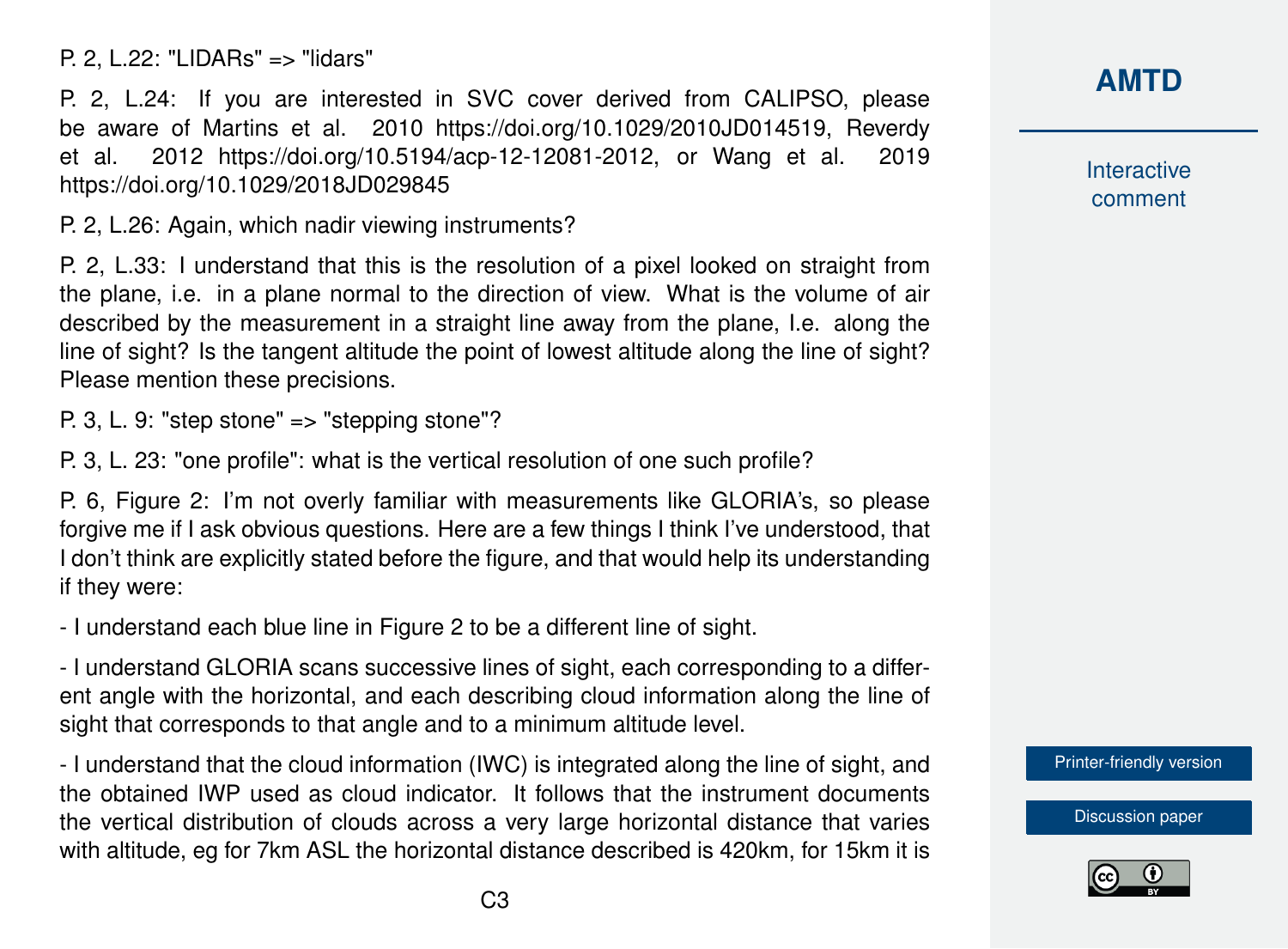P. 2, L.22: "LIDARs" => "lidars"

P. 2, L.24: If you are interested in SVC cover derived from CALIPSO, please be aware of Martins et al. 2010 https://doi.org/10.1029/2010JD014519, Reverdy et al. 2012 https://doi.org/10.5194/acp-12-12081-2012, or Wang et al. 2019 https://doi.org/10.1029/2018JD029845

P. 2, L.26: Again, which nadir viewing instruments?

P. 2, L.33: I understand that this is the resolution of a pixel looked on straight from the plane, i.e. in a plane normal to the direction of view. What is the volume of air described by the measurement in a straight line away from the plane, I.e. along the line of sight? Is the tangent altitude the point of lowest altitude along the line of sight? Please mention these precisions.

P. 3, L. 9: "step stone" => "stepping stone"?

P. 3, L. 23: "one profile": what is the vertical resolution of one such profile?

P. 6, Figure 2: I'm not overly familiar with measurements like GLORIA's, so please forgive me if I ask obvious questions. Here are a few things I think I've understood, that I don't think are explicitly stated before the figure, and that would help its understanding if they were:

- I understand each blue line in Figure 2 to be a different line of sight.

- I understand GLORIA scans successive lines of sight, each corresponding to a different angle with the horizontal, and each describing cloud information along the line of sight that corresponds to that angle and to a minimum altitude level.

- I understand that the cloud information (IWC) is integrated along the line of sight, and the obtained IWP used as cloud indicator. It follows that the instrument documents the vertical distribution of clouds across a very large horizontal distance that varies with altitude, eg for 7km ASL the horizontal distance described is 420km, for 15km it is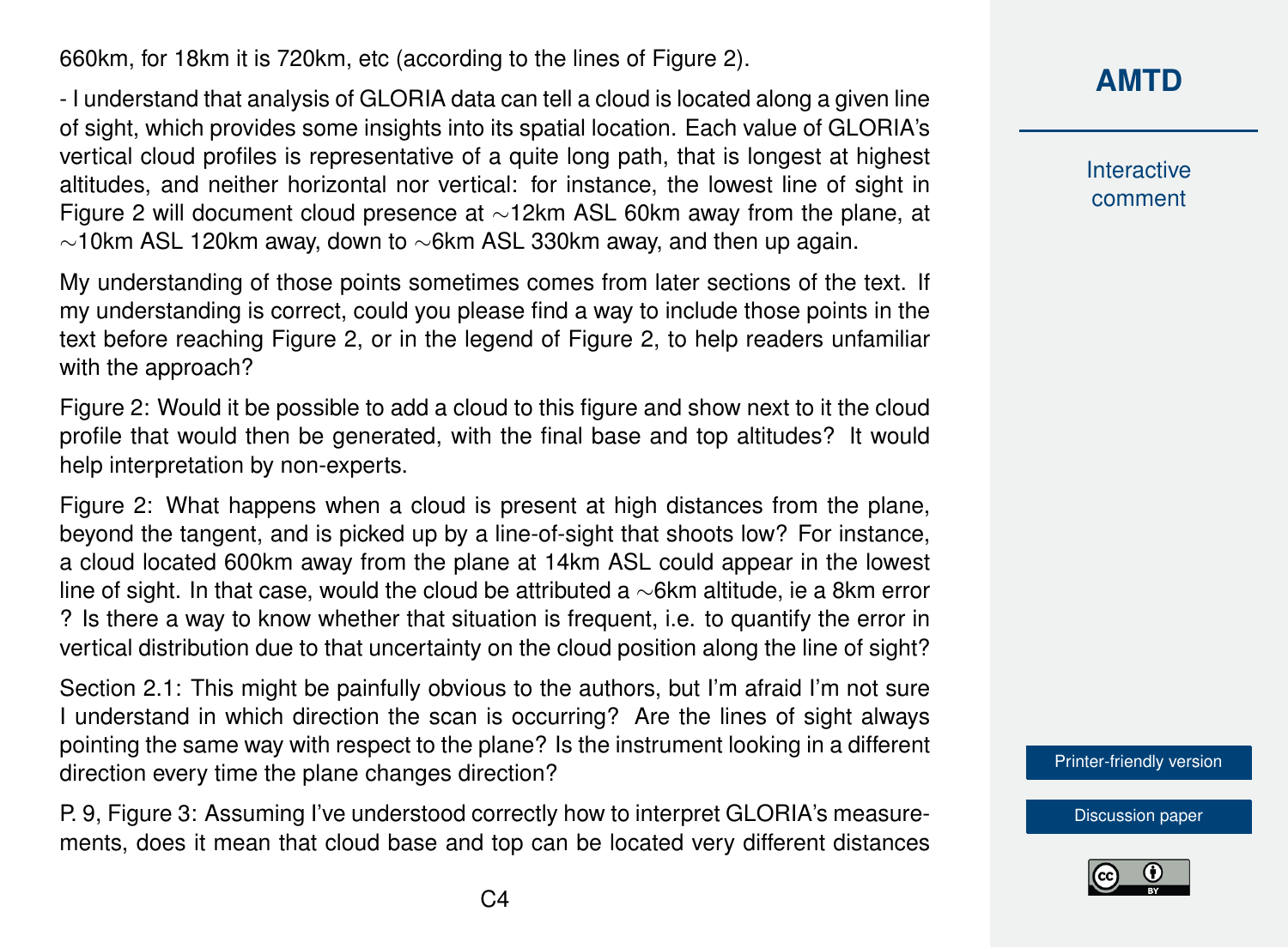660km, for 18km it is 720km, etc (according to the lines of Figure 2).

- I understand that analysis of GLORIA data can tell a cloud is located along a given line of sight, which provides some insights into its spatial location. Each value of GLORIA's vertical cloud profiles is representative of a quite long path, that is longest at highest altitudes, and neither horizontal nor vertical: for instance, the lowest line of sight in Figure 2 will document cloud presence at ∼12km ASL 60km away from the plane, at ∼10km ASL 120km away, down to ∼6km ASL 330km away, and then up again.

My understanding of those points sometimes comes from later sections of the text. If my understanding is correct, could you please find a way to include those points in the text before reaching Figure 2, or in the legend of Figure 2, to help readers unfamiliar with the approach?

Figure 2: Would it be possible to add a cloud to this figure and show next to it the cloud profile that would then be generated, with the final base and top altitudes? It would help interpretation by non-experts.

Figure 2: What happens when a cloud is present at high distances from the plane, beyond the tangent, and is picked up by a line-of-sight that shoots low? For instance, a cloud located 600km away from the plane at 14km ASL could appear in the lowest line of sight. In that case, would the cloud be attributed a ∼6km altitude, ie a 8km error ? Is there a way to know whether that situation is frequent, i.e. to quantify the error in vertical distribution due to that uncertainty on the cloud position along the line of sight?

Section 2.1: This might be painfully obvious to the authors, but I'm afraid I'm not sure I understand in which direction the scan is occurring? Are the lines of sight always pointing the same way with respect to the plane? Is the instrument looking in a different direction every time the plane changes direction?

P. 9, Figure 3: Assuming I've understood correctly how to interpret GLORIA's measurements, does it mean that cloud base and top can be located very different distances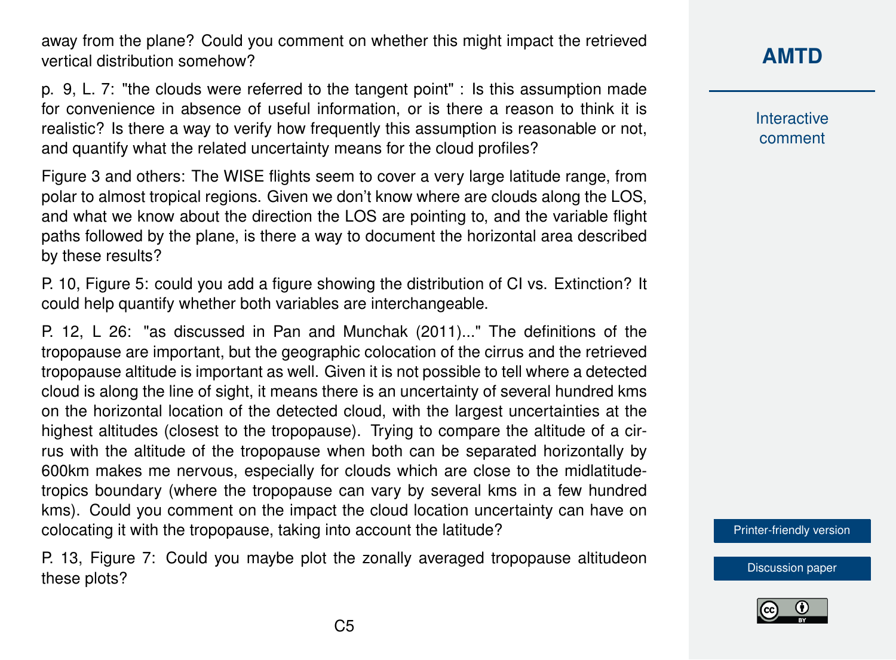away from the plane? Could you comment on whether this might impact the retrieved vertical distribution somehow?

p. 9, L. 7: "the clouds were referred to the tangent point" : Is this assumption made for convenience in absence of useful information, or is there a reason to think it is realistic? Is there a way to verify how frequently this assumption is reasonable or not, and quantify what the related uncertainty means for the cloud profiles?

Figure 3 and others: The WISE flights seem to cover a very large latitude range, from polar to almost tropical regions. Given we don't know where are clouds along the LOS, and what we know about the direction the LOS are pointing to, and the variable flight paths followed by the plane, is there a way to document the horizontal area described by these results?

P. 10, Figure 5: could you add a figure showing the distribution of CI vs. Extinction? It could help quantify whether both variables are interchangeable.

P. 12, L 26: "as discussed in Pan and Munchak (2011)..." The definitions of the tropopause are important, but the geographic colocation of the cirrus and the retrieved tropopause altitude is important as well. Given it is not possible to tell where a detected cloud is along the line of sight, it means there is an uncertainty of several hundred kms on the horizontal location of the detected cloud, with the largest uncertainties at the highest altitudes (closest to the tropopause). Trying to compare the altitude of a cirrus with the altitude of the tropopause when both can be separated horizontally by 600km makes me nervous, especially for clouds which are close to the midlatitude-tropics boundary (where the tropopause can vary by several kms in a few hundred kms). Could you comment on the impact the cloud location uncertainty can have on colocating it with the tropopause, taking into account the latitude?

P. 13, Figure 7: Could you maybe plot the zonally averaged tropopause altitudeon these plots?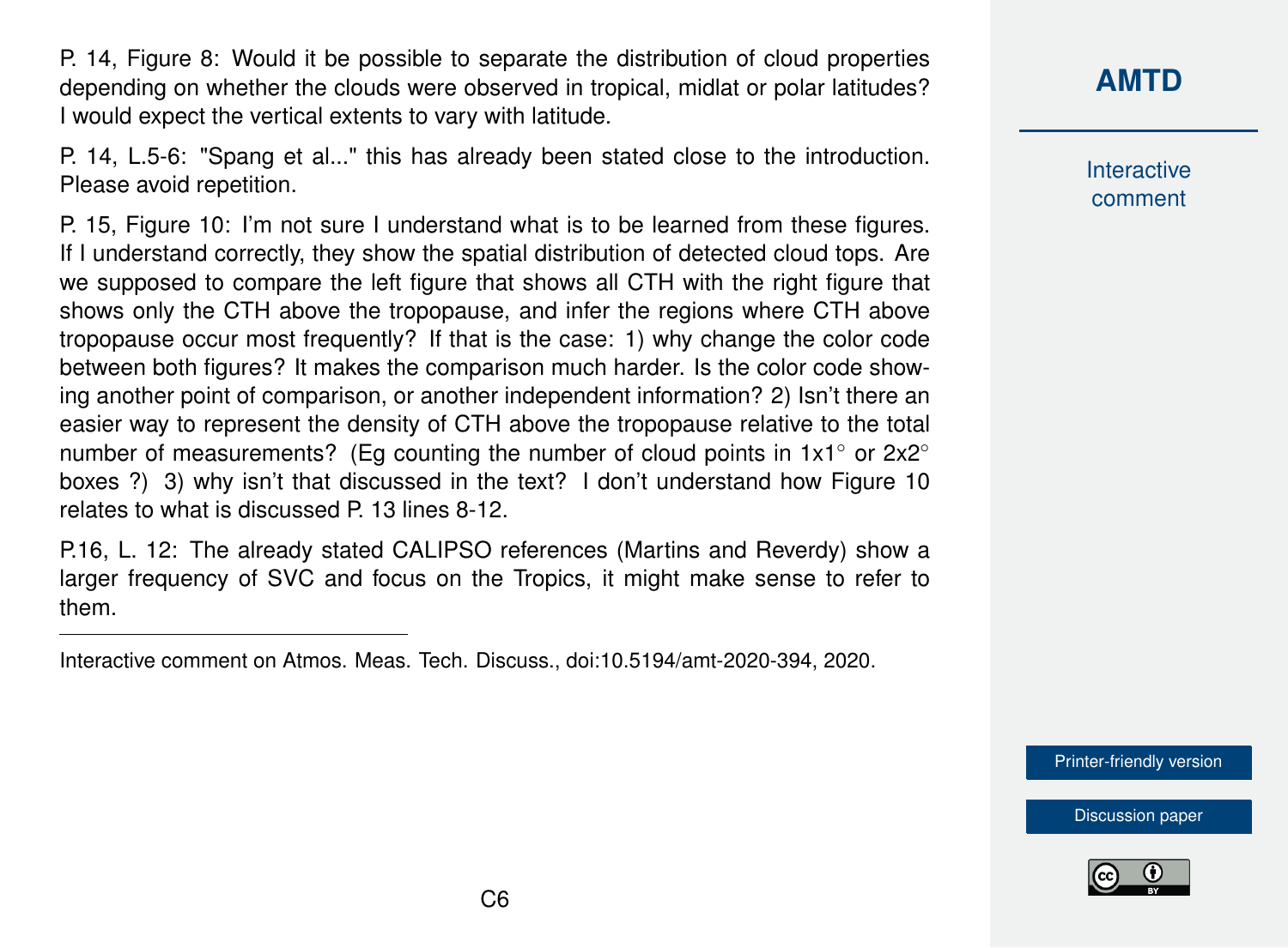P. 14, Figure 8: Would it be possible to separate the distribution of cloud properties depending on whether the clouds were observed in tropical, midlat or polar latitudes? I would expect the vertical extents to vary with latitude.

P. 14, L.5-6: "Spang et al..." this has already been stated close to the introduction. Please avoid repetition.

P. 15, Figure 10: I'm not sure I understand what is to be learned from these figures. If I understand correctly, they show the spatial distribution of detected cloud tops. Are we supposed to compare the left figure that shows all CTH with the right figure that shows only the CTH above the tropopause, and infer the regions where CTH above tropopause occur most frequently? If that is the case: 1) why change the color code between both figures? It makes the comparison much harder. Is the color code showing another point of comparison, or another independent information? 2) Isn't there an easier way to represent the density of CTH above the tropopause relative to the total number of measurements? (Eg counting the number of cloud points in 1x1° or 2x2° boxes ?) 3) why isn't that discussed in the text? I don't understand how Figure 10 relates to what is discussed P. 13 lines 8-12.

P.16, L. 12: The already stated CALIPSO references (Martins and Reverdy) show a larger frequency of SVC and focus on the Tropics, it might make sense to refer to them.

---

Interactive comment on Atmos. Meas. Tech. Discuss., doi:10.5194/amt-2020-394, 2020.